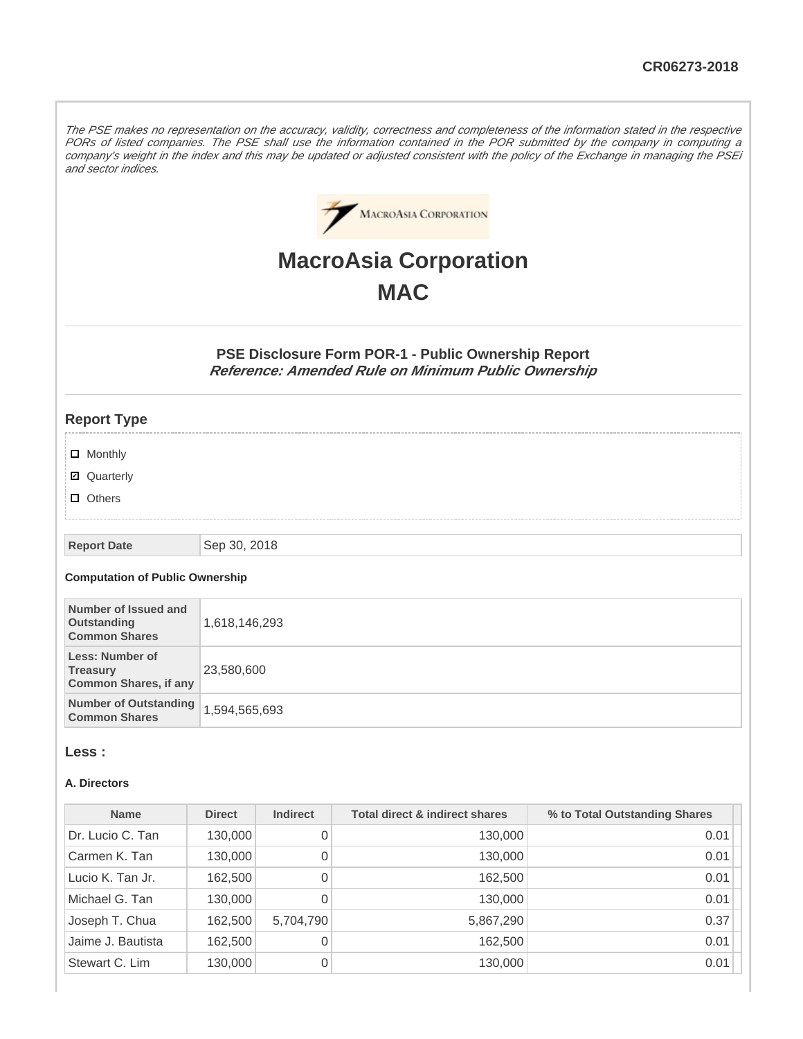CR06273-2018

*The PSE makes no representation on the accuracy, validity, correctness and completeness of the information stated in the respective PORs of listed companies. The PSE shall use the information contained in the POR submitted by the company in computing a company's weight in the index and this may be updated or adjusted consistent with the policy of the Exchange in managing the PSEi and sector indices.*

# MacroAsia Corporation
# MAC

### PSE Disclosure Form POR-1 - Public Ownership Report
***Reference: Amended Rule on Minimum Public Ownership***

## Report Type

- ☐ Monthly
- ☑ Quarterly
- ☐ Others

| Report Date | Sep 30, 2018 |
|---|---|

#### Computation of Public Ownership

| | |
|---|---|
| Number of Issued and Outstanding Common Shares | 1,618,146,293 |
| Less: Number of Treasury Common Shares, if any | 23,580,600 |
| Number of Outstanding Common Shares | 1,594,565,693 |

## Less :

#### A. Directors

| Name | Direct | Indirect | Total direct & indirect shares | % to Total Outstanding Shares |
|---|---|---|---|---|
| Dr. Lucio C. Tan | 130,000 | 0 | 130,000 | 0.01 |
| Carmen K. Tan | 130,000 | 0 | 130,000 | 0.01 |
| Lucio K. Tan Jr. | 162,500 | 0 | 162,500 | 0.01 |
| Michael G. Tan | 130,000 | 0 | 130,000 | 0.01 |
| Joseph T. Chua | 162,500 | 5,704,790 | 5,867,290 | 0.37 |
| Jaime J. Bautista | 162,500 | 0 | 162,500 | 0.01 |
| Stewart C. Lim | 130,000 | 0 | 130,000 | 0.01 |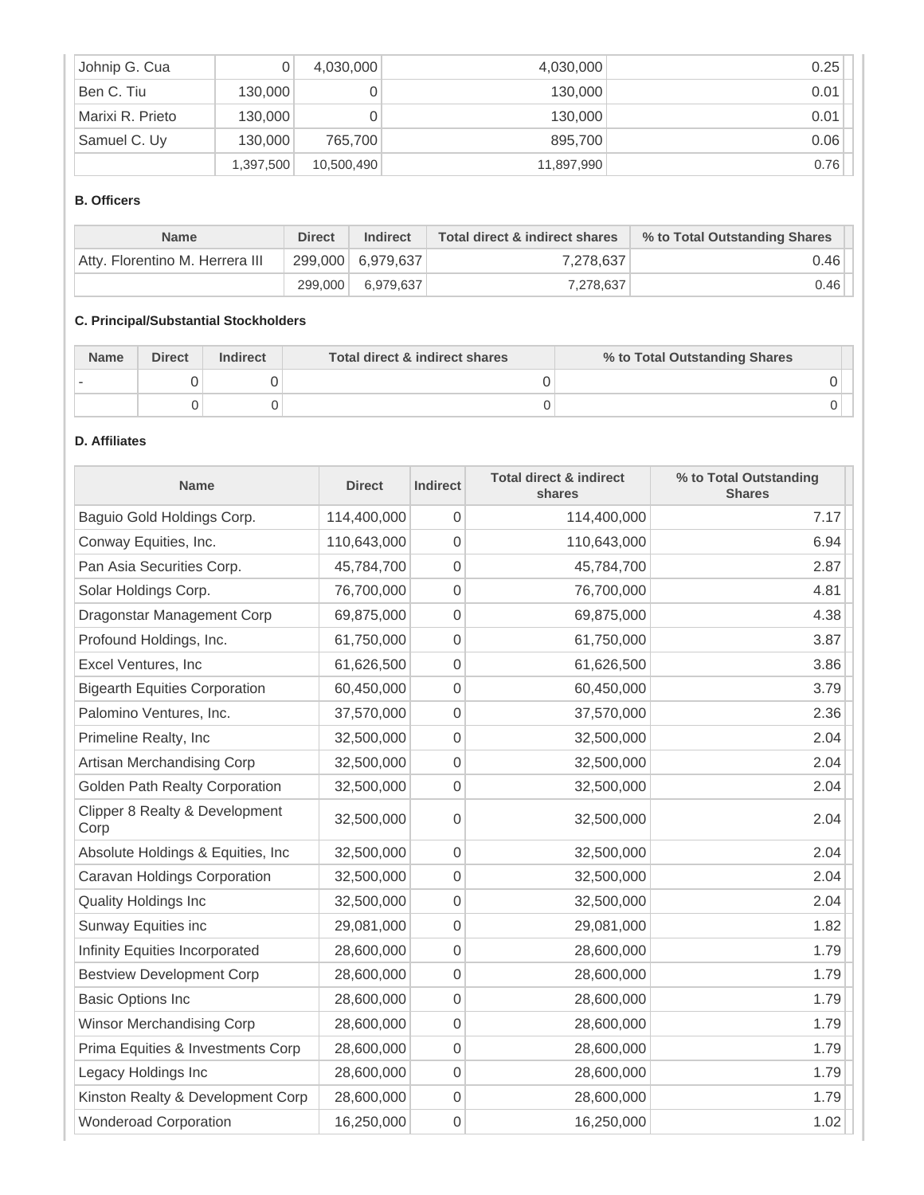| Johnip G. Cua | 0 | 4,030,000 | 4,030,000 | 0.25 |
|---|---|---|---|---|
| Ben C. Tiu | 130,000 | 0 | 130,000 | 0.01 |
| Marixi R. Prieto | 130,000 | 0 | 130,000 | 0.01 |
| Samuel C. Uy | 130,000 | 765,700 | 895,700 | 0.06 |
| | 1,397,500 | 10,500,490 | 11,897,990 | 0.76 |

**B. Officers**

| Name | Direct | Indirect | Total direct & indirect shares | % to Total Outstanding Shares |
|---|---|---|---|---|
| Atty. Florentino M. Herrera III | 299,000 | 6,979,637 | 7,278,637 | 0.46 |
| | 299,000 | 6,979,637 | 7,278,637 | 0.46 |

**C. Principal/Substantial Stockholders**

| Name | Direct | Indirect | Total direct & indirect shares | % to Total Outstanding Shares |
|---|---|---|---|---|
| - | 0 | 0 | 0 | 0 |
| | 0 | 0 | 0 | 0 |

**D. Affiliates**

| Name | Direct | Indirect | Total direct & indirect shares | % to Total Outstanding Shares |
|---|---|---|---|---|
| Baguio Gold Holdings Corp. | 114,400,000 | 0 | 114,400,000 | 7.17 |
| Conway Equities, Inc. | 110,643,000 | 0 | 110,643,000 | 6.94 |
| Pan Asia Securities Corp. | 45,784,700 | 0 | 45,784,700 | 2.87 |
| Solar Holdings Corp. | 76,700,000 | 0 | 76,700,000 | 4.81 |
| Dragonstar Management Corp | 69,875,000 | 0 | 69,875,000 | 4.38 |
| Profound Holdings, Inc. | 61,750,000 | 0 | 61,750,000 | 3.87 |
| Excel Ventures, Inc | 61,626,500 | 0 | 61,626,500 | 3.86 |
| Bigearth Equities Corporation | 60,450,000 | 0 | 60,450,000 | 3.79 |
| Palomino Ventures, Inc. | 37,570,000 | 0 | 37,570,000 | 2.36 |
| Primeline Realty, Inc | 32,500,000 | 0 | 32,500,000 | 2.04 |
| Artisan Merchandising Corp | 32,500,000 | 0 | 32,500,000 | 2.04 |
| Golden Path Realty Corporation | 32,500,000 | 0 | 32,500,000 | 2.04 |
| Clipper 8 Realty & Development Corp | 32,500,000 | 0 | 32,500,000 | 2.04 |
| Absolute Holdings & Equities, Inc | 32,500,000 | 0 | 32,500,000 | 2.04 |
| Caravan Holdings Corporation | 32,500,000 | 0 | 32,500,000 | 2.04 |
| Quality Holdings Inc | 32,500,000 | 0 | 32,500,000 | 2.04 |
| Sunway Equities inc | 29,081,000 | 0 | 29,081,000 | 1.82 |
| Infinity Equities Incorporated | 28,600,000 | 0 | 28,600,000 | 1.79 |
| Bestview Development Corp | 28,600,000 | 0 | 28,600,000 | 1.79 |
| Basic Options Inc | 28,600,000 | 0 | 28,600,000 | 1.79 |
| Winsor Merchandising Corp | 28,600,000 | 0 | 28,600,000 | 1.79 |
| Prima Equities & Investments Corp | 28,600,000 | 0 | 28,600,000 | 1.79 |
| Legacy Holdings Inc | 28,600,000 | 0 | 28,600,000 | 1.79 |
| Kinston Realty & Development Corp | 28,600,000 | 0 | 28,600,000 | 1.79 |
| Wonderoad Corporation | 16,250,000 | 0 | 16,250,000 | 1.02 |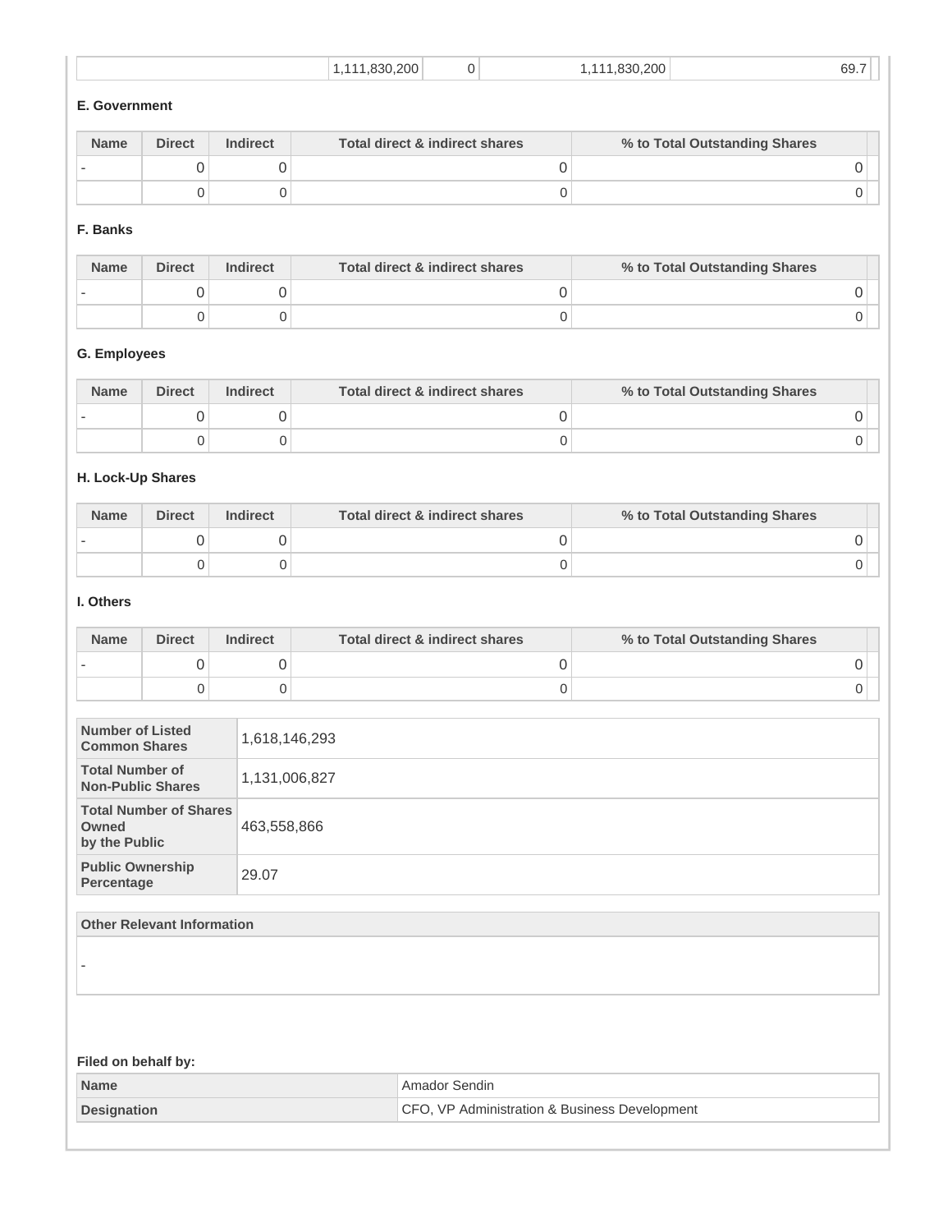| | | | | |
|---|---|---|---|---|
| | 1,111,830,200 | 0 | 1,111,830,200 | 69.7 |

**E. Government**

| Name | Direct | Indirect | Total direct & indirect shares | % to Total Outstanding Shares |
|---|---|---|---|---|
| - | 0 | 0 | 0 | 0 |
| | 0 | 0 | 0 | 0 |

**F. Banks**

| Name | Direct | Indirect | Total direct & indirect shares | % to Total Outstanding Shares |
|---|---|---|---|---|
| - | 0 | 0 | 0 | 0 |
| | 0 | 0 | 0 | 0 |

**G. Employees**

| Name | Direct | Indirect | Total direct & indirect shares | % to Total Outstanding Shares |
|---|---|---|---|---|
| - | 0 | 0 | 0 | 0 |
| | 0 | 0 | 0 | 0 |

**H. Lock-Up Shares**

| Name | Direct | Indirect | Total direct & indirect shares | % to Total Outstanding Shares |
|---|---|---|---|---|
| - | 0 | 0 | 0 | 0 |
| | 0 | 0 | 0 | 0 |

**I. Others**

| Name | Direct | Indirect | Total direct & indirect shares | % to Total Outstanding Shares |
|---|---|---|---|---|
| - | 0 | 0 | 0 | 0 |
| | 0 | 0 | 0 | 0 |

| | |
|---|---|
| **Number of Listed Common Shares** | 1,618,146,293 |
| **Total Number of Non-Public Shares** | 1,131,006,827 |
| **Total Number of Shares Owned by the Public** | 463,558,866 |
| **Public Ownership Percentage** | 29.07 |

| Other Relevant Information |
|---|
| - |

**Filed on behalf by:**

| | |
|---|---|
| **Name** | Amador Sendin |
| **Designation** | CFO, VP Administration & Business Development |